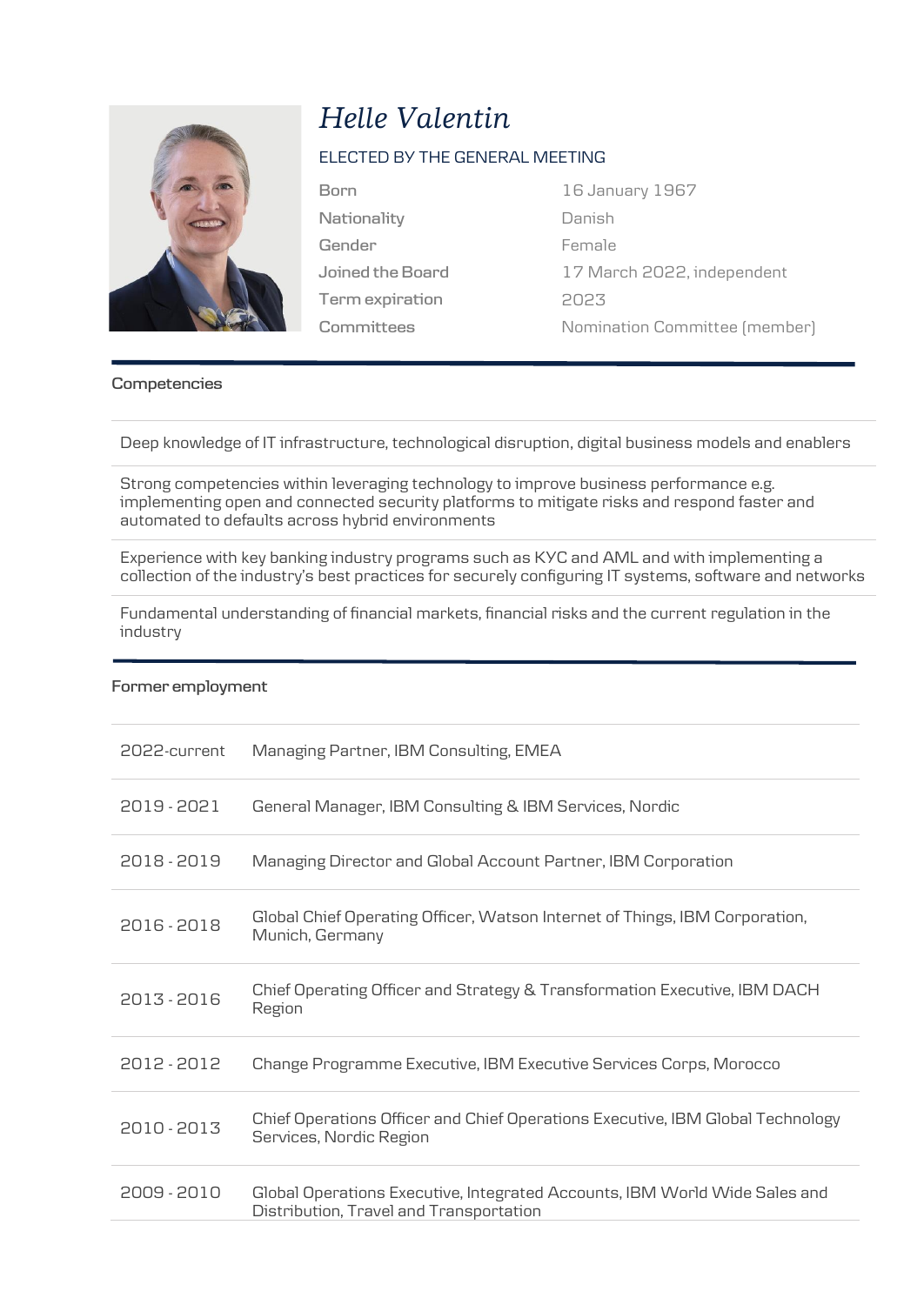# *Helle Valentin*

ELECTED BY THE GENERAL MEETING

| | |
|---|---|
| Born | 16 January 1967 |
| Nationality | Danish |
| Gender | Female |
| Joined the Board | 17 March 2022, independent |
| Term expiration | 2023 |
| Committees | Nomination Committee (member) |

## Competencies

- Deep knowledge of IT infrastructure, technological disruption, digital business models and enablers
- Strong competencies within leveraging technology to improve business performance e.g. implementing open and connected security platforms to mitigate risks and respond faster and automated to defaults across hybrid environments
- Experience with key banking industry programs such as KYC and AML and with implementing a collection of the industry's best practices for securely configuring IT systems, software and networks
- Fundamental understanding of financial markets, financial risks and the current regulation in the industry

## Former employment

| | |
|---|---|
| 2022-current | Managing Partner, IBM Consulting, EMEA |
| 2019 - 2021 | General Manager, IBM Consulting & IBM Services, Nordic |
| 2018 - 2019 | Managing Director and Global Account Partner, IBM Corporation |
| 2016 - 2018 | Global Chief Operating Officer, Watson Internet of Things, IBM Corporation, Munich, Germany |
| 2013 - 2016 | Chief Operating Officer and Strategy & Transformation Executive, IBM DACH Region |
| 2012 - 2012 | Change Programme Executive, IBM Executive Services Corps, Morocco |
| 2010 - 2013 | Chief Operations Officer and Chief Operations Executive, IBM Global Technology Services, Nordic Region |
| 2009 - 2010 | Global Operations Executive, Integrated Accounts, IBM World Wide Sales and Distribution, Travel and Transportation |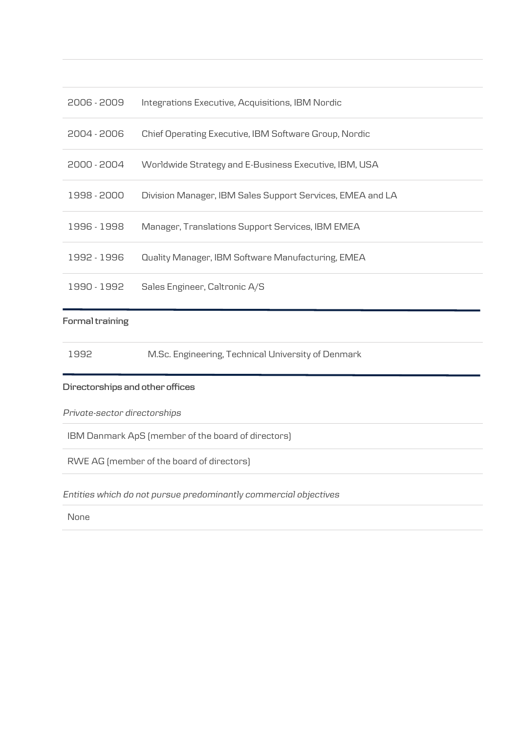| | |
|---|---|
| 2006 - 2009 | Integrations Executive, Acquisitions, IBM Nordic |
| 2004 - 2006 | Chief Operating Executive, IBM Software Group, Nordic |
| 2000 - 2004 | Worldwide Strategy and E-Business Executive, IBM, USA |
| 1998 - 2000 | Division Manager, IBM Sales Support Services, EMEA and LA |
| 1996 - 1998 | Manager, Translations Support Services, IBM EMEA |
| 1992 - 1996 | Quality Manager, IBM Software Manufacturing, EMEA |
| 1990 - 1992 | Sales Engineer, Caltronic A/S |

## Formal training

| | |
|---|---|
| 1992 | M.Sc. Engineering, Technical University of Denmark |

## Directorships and other offices

*Private-sector directorships*

IBM Danmark ApS (member of the board of directors)

RWE AG (member of the board of directors)

*Entities which do not pursue predominantly commercial objectives*

None